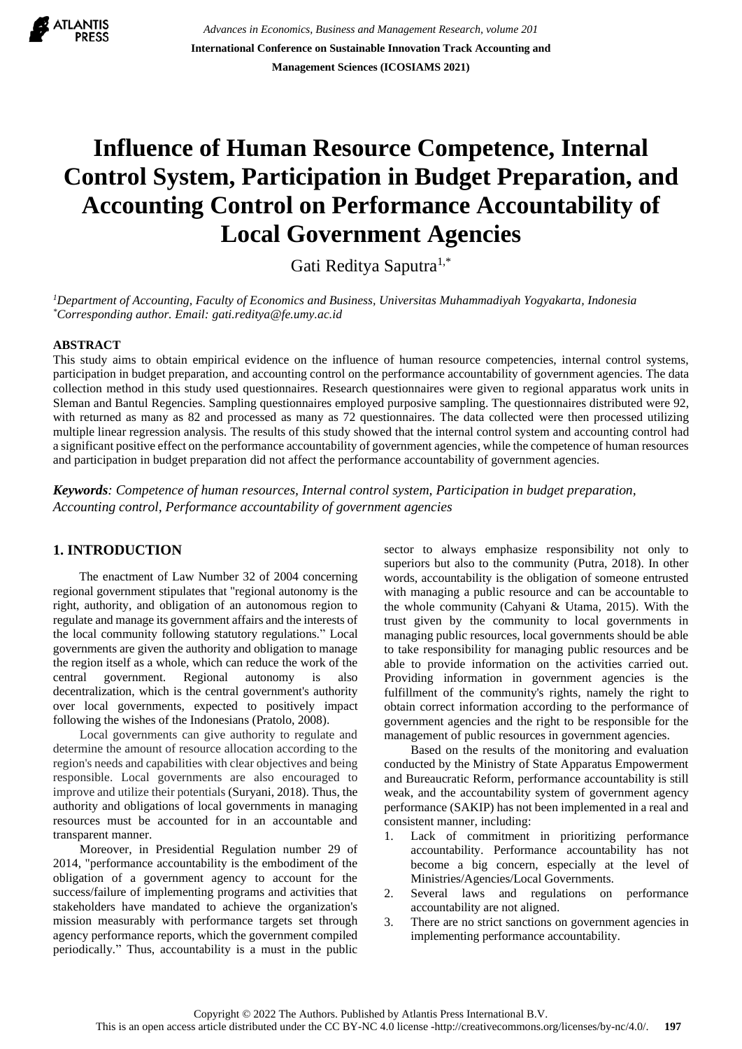# Influence of Human Resource Competence, Internal Control System, Participation in Budget Preparation, and Accounting Control on Performance Accountability of Local Government Agencies

Gati Reditya Saputra[1,*]

[1]*Department of Accounting, Faculty of Economics and Business, Universitas Muhammadiyah Yogyakarta, Indonesia*
[*]*Corresponding author. Email: gati.reditya@fe.umy.ac.id*

## ABSTRACT

This study aims to obtain empirical evidence on the influence of human resource competencies, internal control systems, participation in budget preparation, and accounting control on the performance accountability of government agencies. The data collection method in this study used questionnaires. Research questionnaires were given to regional apparatus work units in Sleman and Bantul Regencies. Sampling questionnaires employed purposive sampling. The questionnaires distributed were 92, with returned as many as 82 and processed as many as 72 questionnaires. The data collected were then processed utilizing multiple linear regression analysis. The results of this study showed that the internal control system and accounting control had a significant positive effect on the performance accountability of government agencies, while the competence of human resources and participation in budget preparation did not affect the performance accountability of government agencies.

***Keywords**: Competence of human resources, Internal control system, Participation in budget preparation, Accounting control, Performance accountability of government agencies*

## 1. INTRODUCTION

The enactment of Law Number 32 of 2004 concerning regional government stipulates that "regional autonomy is the right, authority, and obligation of an autonomous region to regulate and manage its government affairs and the interests of the local community following statutory regulations." Local governments are given the authority and obligation to manage the region itself as a whole, which can reduce the work of the central government. Regional autonomy is also decentralization, which is the central government's authority over local governments, expected to positively impact following the wishes of the Indonesians (Pratolo, 2008).

Local governments can give authority to regulate and determine the amount of resource allocation according to the region's needs and capabilities with clear objectives and being responsible. Local governments are also encouraged to improve and utilize their potentials (Suryani, 2018). Thus, the authority and obligations of local governments in managing resources must be accounted for in an accountable and transparent manner.

Moreover, in Presidential Regulation number 29 of 2014, "performance accountability is the embodiment of the obligation of a government agency to account for the success/failure of implementing programs and activities that stakeholders have mandated to achieve the organization's mission measurably with performance targets set through agency performance reports, which the government compiled periodically." Thus, accountability is a must in the public sector to always emphasize responsibility not only to superiors but also to the community (Putra, 2018). In other words, accountability is the obligation of someone entrusted with managing a public resource and can be accountable to the whole community (Cahyani & Utama, 2015). With the trust given by the community to local governments in managing public resources, local governments should be able to take responsibility for managing public resources and be able to provide information on the activities carried out. Providing information in government agencies is the fulfillment of the community's rights, namely the right to obtain correct information according to the performance of government agencies and the right to be responsible for the management of public resources in government agencies.

Based on the results of the monitoring and evaluation conducted by the Ministry of State Apparatus Empowerment and Bureaucratic Reform, performance accountability is still weak, and the accountability system of government agency performance (SAKIP) has not been implemented in a real and consistent manner, including:

1. Lack of commitment in prioritizing performance accountability. Performance accountability has not become a big concern, especially at the level of Ministries/Agencies/Local Governments.
2. Several laws and regulations on performance accountability are not aligned.
3. There are no strict sanctions on government agencies in implementing performance accountability.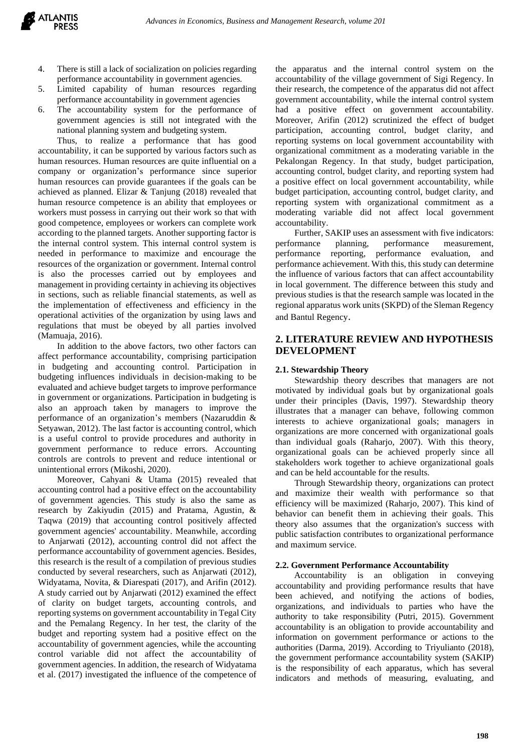4. There is still a lack of socialization on policies regarding performance accountability in government agencies.
5. Limited capability of human resources regarding performance accountability in government agencies
6. The accountability system for the performance of government agencies is still not integrated with the national planning system and budgeting system.

Thus, to realize a performance that has good accountability, it can be supported by various factors such as human resources. Human resources are quite influential on a company or organization's performance since superior human resources can provide guarantees if the goals can be achieved as planned. Elizar & Tanjung (2018) revealed that human resource competence is an ability that employees or workers must possess in carrying out their work so that with good competence, employees or workers can complete work according to the planned targets. Another supporting factor is the internal control system. This internal control system is needed in performance to maximize and encourage the resources of the organization or government. Internal control is also the processes carried out by employees and management in providing certainty in achieving its objectives in sections, such as reliable financial statements, as well as the implementation of effectiveness and efficiency in the operational activities of the organization by using laws and regulations that must be obeyed by all parties involved (Mamuaja, 2016).

In addition to the above factors, two other factors can affect performance accountability, comprising participation in budgeting and accounting control. Participation in budgeting influences individuals in decision-making to be evaluated and achieve budget targets to improve performance in government or organizations. Participation in budgeting is also an approach taken by managers to improve the performance of an organization's members (Nazaruddin & Setyawan, 2012). The last factor is accounting control, which is a useful control to provide procedures and authority in government performance to reduce errors. Accounting controls are controls to prevent and reduce intentional or unintentional errors (Mikoshi, 2020).

Moreover, Cahyani & Utama (2015) revealed that accounting control had a positive effect on the accountability of government agencies. This study is also the same as research by Zakiyudin (2015) and Pratama, Agustin, & Taqwa (2019) that accounting control positively affected government agencies' accountability. Meanwhile, according to Anjarwati (2012), accounting control did not affect the performance accountability of government agencies. Besides, this research is the result of a compilation of previous studies conducted by several researchers, such as Anjarwati (2012), Widyatama, Novita, & Diarespati (2017), and Arifin (2012). A study carried out by Anjarwati (2012) examined the effect of clarity on budget targets, accounting controls, and reporting systems on government accountability in Tegal City and the Pemalang Regency. In her test, the clarity of the budget and reporting system had a positive effect on the accountability of government agencies, while the accounting control variable did not affect the accountability of government agencies. In addition, the research of Widyatama et al. (2017) investigated the influence of the competence of the apparatus and the internal control system on the accountability of the village government of Sigi Regency. In their research, the competence of the apparatus did not affect government accountability, while the internal control system had a positive effect on government accountability. Moreover, Arifin (2012) scrutinized the effect of budget participation, accounting control, budget clarity, and reporting systems on local government accountability with organizational commitment as a moderating variable in the Pekalongan Regency. In that study, budget participation, accounting control, budget clarity, and reporting system had a positive effect on local government accountability, while budget participation, accounting control, budget clarity, and reporting system with organizational commitment as a moderating variable did not affect local government accountability.

Further, SAKIP uses an assessment with five indicators: performance planning, performance measurement, performance reporting, performance evaluation, and performance achievement. With this, this study can determine the influence of various factors that can affect accountability in local government. The difference between this study and previous studies is that the research sample was located in the regional apparatus work units (SKPD) of the Sleman Regency and Bantul Regency.

## 2. LITERATURE REVIEW AND HYPOTHESIS DEVELOPMENT

### 2.1. Stewardship Theory

Stewardship theory describes that managers are not motivated by individual goals but by organizational goals under their principles (Davis, 1997). Stewardship theory illustrates that a manager can behave, following common interests to achieve organizational goals; managers in organizations are more concerned with organizational goals than individual goals (Raharjo, 2007). With this theory, organizational goals can be achieved properly since all stakeholders work together to achieve organizational goals and can be held accountable for the results.

Through Stewardship theory, organizations can protect and maximize their wealth with performance so that efficiency will be maximized (Raharjo, 2007). This kind of behavior can benefit them in achieving their goals. This theory also assumes that the organization's success with public satisfaction contributes to organizational performance and maximum service.

### 2.2. Government Performance Accountability

Accountability is an obligation in conveying accountability and providing performance results that have been achieved, and notifying the actions of bodies, organizations, and individuals to parties who have the authority to take responsibility (Putri, 2015). Government accountability is an obligation to provide accountability and information on government performance or actions to the authorities (Darma, 2019). According to Triyulianto (2018), the government performance accountability system (SAKIP) is the responsibility of each apparatus, which has several indicators and methods of measuring, evaluating, and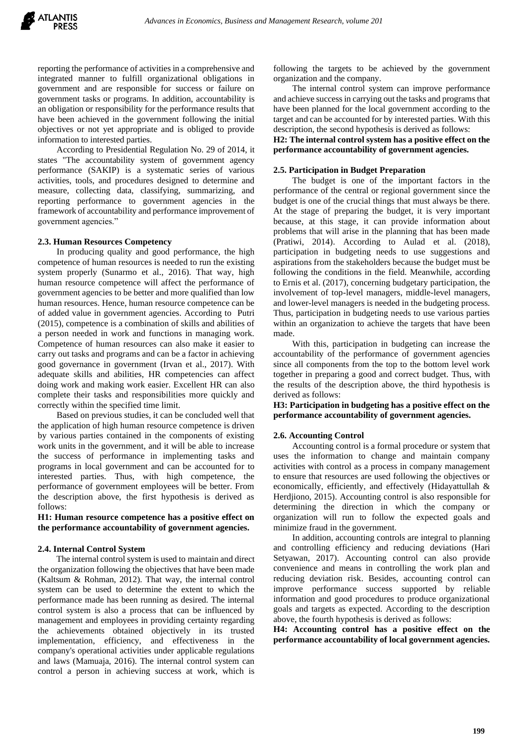reporting the performance of activities in a comprehensive and integrated manner to fulfill organizational obligations in government and are responsible for success or failure on government tasks or programs. In addition, accountability is an obligation or responsibility for the performance results that have been achieved in the government following the initial objectives or not yet appropriate and is obliged to provide information to interested parties.

According to Presidential Regulation No. 29 of 2014, it states "The accountability system of government agency performance (SAKIP) is a systematic series of various activities, tools, and procedures designed to determine and measure, collecting data, classifying, summarizing, and reporting performance to government agencies in the framework of accountability and performance improvement of government agencies."

### 2.3. Human Resources Competency

In producing quality and good performance, the high competence of human resources is needed to run the existing system properly (Sunarmo et al., 2016). That way, high human resource competence will affect the performance of government agencies to be better and more qualified than low human resources. Hence, human resource competence can be of added value in government agencies. According to Putri (2015), competence is a combination of skills and abilities of a person needed in work and functions in managing work. Competence of human resources can also make it easier to carry out tasks and programs and can be a factor in achieving good governance in government (Irvan et al., 2017). With adequate skills and abilities, HR competencies can affect doing work and making work easier. Excellent HR can also complete their tasks and responsibilities more quickly and correctly within the specified time limit.

Based on previous studies, it can be concluded well that the application of high human resource competence is driven by various parties contained in the components of existing work units in the government, and it will be able to increase the success of performance in implementing tasks and programs in local government and can be accounted for to interested parties. Thus, with high competence, the performance of government employees will be better. From the description above, the first hypothesis is derived as follows:

**H1: Human resource competence has a positive effect on the performance accountability of government agencies.**

### 2.4. Internal Control System

The internal control system is used to maintain and direct the organization following the objectives that have been made (Kaltsum & Rohman, 2012). That way, the internal control system can be used to determine the extent to which the performance made has been running as desired. The internal control system is also a process that can be influenced by management and employees in providing certainty regarding the achievements obtained objectively in its trusted implementation, efficiency, and effectiveness in the company's operational activities under applicable regulations and laws (Mamuaja, 2016). The internal control system can control a person in achieving success at work, which is following the targets to be achieved by the government organization and the company.

The internal control system can improve performance and achieve success in carrying out the tasks and programs that have been planned for the local government according to the target and can be accounted for by interested parties. With this description, the second hypothesis is derived as follows:

**H2: The internal control system has a positive effect on the performance accountability of government agencies.**

### 2.5. Participation in Budget Preparation

The budget is one of the important factors in the performance of the central or regional government since the budget is one of the crucial things that must always be there. At the stage of preparing the budget, it is very important because, at this stage, it can provide information about problems that will arise in the planning that has been made (Pratiwi, 2014). According to Aulad et al. (2018), participation in budgeting needs to use suggestions and aspirations from the stakeholders because the budget must be following the conditions in the field. Meanwhile, according to Ernis et al. (2017), concerning budgetary participation, the involvement of top-level managers, middle-level managers, and lower-level managers is needed in the budgeting process. Thus, participation in budgeting needs to use various parties within an organization to achieve the targets that have been made.

With this, participation in budgeting can increase the accountability of the performance of government agencies since all components from the top to the bottom level work together in preparing a good and correct budget. Thus, with the results of the description above, the third hypothesis is derived as follows:

**H3: Participation in budgeting has a positive effect on the performance accountability of government agencies.**

### 2.6. Accounting Control

Accounting control is a formal procedure or system that uses the information to change and maintain company activities with control as a process in company management to ensure that resources are used following the objectives or economically, efficiently, and effectively (Hidayattullah & Herdjiono, 2015). Accounting control is also responsible for determining the direction in which the company or organization will run to follow the expected goals and minimize fraud in the government.

In addition, accounting controls are integral to planning and controlling efficiency and reducing deviations (Hari Setyawan, 2017). Accounting control can also provide convenience and means in controlling the work plan and reducing deviation risk. Besides, accounting control can improve performance success supported by reliable information and good procedures to produce organizational goals and targets as expected. According to the description above, the fourth hypothesis is derived as follows:

**H4: Accounting control has a positive effect on the performance accountability of local government agencies.**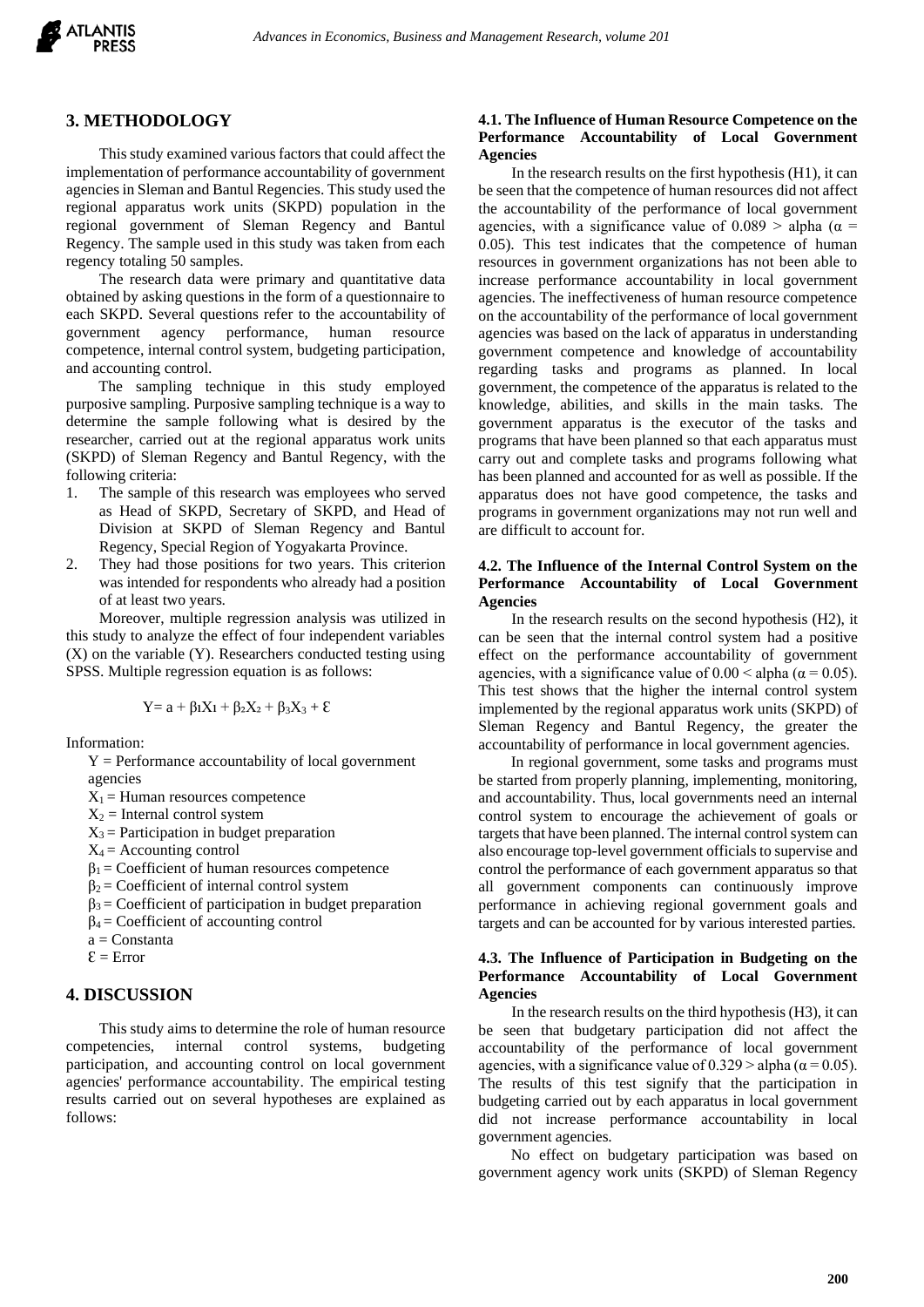## 3. METHODOLOGY

This study examined various factors that could affect the implementation of performance accountability of government agencies in Sleman and Bantul Regencies. This study used the regional apparatus work units (SKPD) population in the regional government of Sleman Regency and Bantul Regency. The sample used in this study was taken from each regency totaling 50 samples.

The research data were primary and quantitative data obtained by asking questions in the form of a questionnaire to each SKPD. Several questions refer to the accountability of government agency performance, human resource competence, internal control system, budgeting participation, and accounting control.

The sampling technique in this study employed purposive sampling. Purposive sampling technique is a way to determine the sample following what is desired by the researcher, carried out at the regional apparatus work units (SKPD) of Sleman Regency and Bantul Regency, with the following criteria:

1. The sample of this research was employees who served as Head of SKPD, Secretary of SKPD, and Head of Division at SKPD of Sleman Regency and Bantul Regency, Special Region of Yogyakarta Province.
2. They had those positions for two years. This criterion was intended for respondents who already had a position of at least two years.

Moreover, multiple regression analysis was utilized in this study to analyze the effect of four independent variables (X) on the variable (Y). Researchers conducted testing using SPSS. Multiple regression equation is as follows:

$$Y = a + \beta_1 X_1 + \beta_2 X_2 + \beta_3 X_3 + \mathcal{E}$$

Information:

$Y$ = Performance accountability of local government agencies
$X_1$ = Human resources competence
$X_2$ = Internal control system
$X_3$ = Participation in budget preparation
$X_4$ = Accounting control
$\beta_1$ = Coefficient of human resources competence
$\beta_2$ = Coefficient of internal control system
$\beta_3$ = Coefficient of participation in budget preparation
$\beta_4$ = Coefficient of accounting control
a = Constanta
$\mathcal{E}$ = Error

## 4. DISCUSSION

This study aims to determine the role of human resource competencies, internal control systems, budgeting participation, and accounting control on local government agencies' performance accountability. The empirical testing results carried out on several hypotheses are explained as follows:

### 4.1. The Influence of Human Resource Competence on the Performance Accountability of Local Government Agencies

In the research results on the first hypothesis (H1), it can be seen that the competence of human resources did not affect the accountability of the performance of local government agencies, with a significance value of $0.089 >$ alpha ($\alpha = 0.05$). This test indicates that the competence of human resources in government organizations has not been able to increase performance accountability in local government agencies. The ineffectiveness of human resource competence on the accountability of the performance of local government agencies was based on the lack of apparatus in understanding government competence and knowledge of accountability regarding tasks and programs as planned. In local government, the competence of the apparatus is related to the knowledge, abilities, and skills in the main tasks. The government apparatus is the executor of the tasks and programs that have been planned so that each apparatus must carry out and complete tasks and programs following what has been planned and accounted for as well as possible. If the apparatus does not have good competence, the tasks and programs in government organizations may not run well and are difficult to account for.

### 4.2. The Influence of the Internal Control System on the Performance Accountability of Local Government Agencies

In the research results on the second hypothesis (H2), it can be seen that the internal control system had a positive effect on the performance accountability of government agencies, with a significance value of $0.00 <$ alpha ($\alpha = 0.05$). This test shows that the higher the internal control system implemented by the regional apparatus work units (SKPD) of Sleman Regency and Bantul Regency, the greater the accountability of performance in local government agencies.

In regional government, some tasks and programs must be started from properly planning, implementing, monitoring, and accountability. Thus, local governments need an internal control system to encourage the achievement of goals or targets that have been planned. The internal control system can also encourage top-level government officials to supervise and control the performance of each government apparatus so that all government components can continuously improve performance in achieving regional government goals and targets and can be accounted for by various interested parties.

### 4.3. The Influence of Participation in Budgeting on the Performance Accountability of Local Government Agencies

In the research results on the third hypothesis (H3), it can be seen that budgetary participation did not affect the accountability of the performance of local government agencies, with a significance value of $0.329 >$ alpha ($\alpha = 0.05$). The results of this test signify that the participation in budgeting carried out by each apparatus in local government did not increase performance accountability in local government agencies.

No effect on budgetary participation was based on government agency work units (SKPD) of Sleman Regency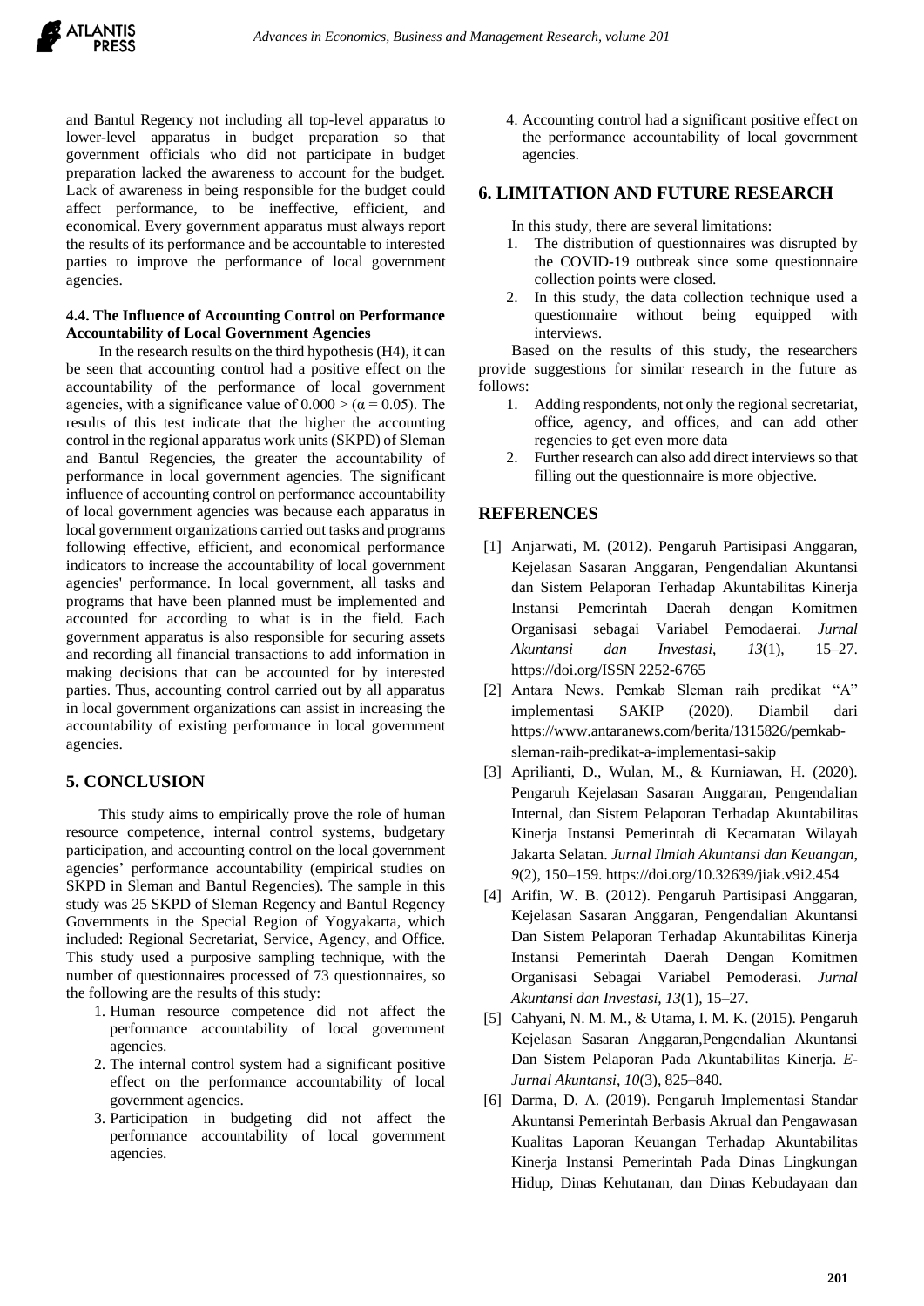and Bantul Regency not including all top-level apparatus to lower-level apparatus in budget preparation so that government officials who did not participate in budget preparation lacked the awareness to account for the budget. Lack of awareness in being responsible for the budget could affect performance, to be ineffective, efficient, and economical. Every government apparatus must always report the results of its performance and be accountable to interested parties to improve the performance of local government agencies.

### 4.4. The Influence of Accounting Control on Performance Accountability of Local Government Agencies

In the research results on the third hypothesis (H4), it can be seen that accounting control had a positive effect on the accountability of the performance of local government agencies, with a significance value of $0.000 > (\alpha = 0.05)$. The results of this test indicate that the higher the accounting control in the regional apparatus work units (SKPD) of Sleman and Bantul Regencies, the greater the accountability of performance in local government agencies. The significant influence of accounting control on performance accountability of local government agencies was because each apparatus in local government organizations carried out tasks and programs following effective, efficient, and economical performance indicators to increase the accountability of local government agencies' performance. In local government, all tasks and programs that have been planned must be implemented and accounted for according to what is in the field. Each government apparatus is also responsible for securing assets and recording all financial transactions to add information in making decisions that can be accounted for by interested parties. Thus, accounting control carried out by all apparatus in local government organizations can assist in increasing the accountability of existing performance in local government agencies.

## 5. CONCLUSION

This study aims to empirically prove the role of human resource competence, internal control systems, budgetary participation, and accounting control on the local government agencies' performance accountability (empirical studies on SKPD in Sleman and Bantul Regencies). The sample in this study was 25 SKPD of Sleman Regency and Bantul Regency Governments in the Special Region of Yogyakarta, which included: Regional Secretariat, Service, Agency, and Office. This study used a purposive sampling technique, with the number of questionnaires processed of 73 questionnaires, so the following are the results of this study:

1. Human resource competence did not affect the performance accountability of local government agencies.
2. The internal control system had a significant positive effect on the performance accountability of local government agencies.
3. Participation in budgeting did not affect the performance accountability of local government agencies.
4. Accounting control had a significant positive effect on the performance accountability of local government agencies.

## 6. LIMITATION AND FUTURE RESEARCH

In this study, there are several limitations:

1. The distribution of questionnaires was disrupted by the COVID-19 outbreak since some questionnaire collection points were closed.
2. In this study, the data collection technique used a questionnaire without being equipped with interviews.

Based on the results of this study, the researchers provide suggestions for similar research in the future as follows:

1. Adding respondents, not only the regional secretariat, office, agency, and offices, and can add other regencies to get even more data
2. Further research can also add direct interviews so that filling out the questionnaire is more objective.

## REFERENCES

[1] Anjarwati, M. (2012). Pengaruh Partisipasi Anggaran, Kejelasan Sasaran Anggaran, Pengendalian Akuntansi dan Sistem Pelaporan Terhadap Akuntabilitas Kinerja Instansi Pemerintah Daerah dengan Komitmen Organisasi sebagai Variabel Pemodaerai. *Jurnal Akuntansi dan Investasi*, *13*(1), 15–27. https://doi.org/ISSN 2252-6765

[2] Antara News. Pemkab Sleman raih predikat "A" implementasi SAKIP (2020). Diambil dari https://www.antaranews.com/berita/1315826/pemkab-sleman-raih-predikat-a-implementasi-sakip

[3] Aprilianti, D., Wulan, M., & Kurniawan, H. (2020). Pengaruh Kejelasan Sasaran Anggaran, Pengendalian Internal, dan Sistem Pelaporan Terhadap Akuntabilitas Kinerja Instansi Pemerintah di Kecamatan Wilayah Jakarta Selatan. *Jurnal Ilmiah Akuntansi dan Keuangan*, *9*(2), 150–159. https://doi.org/10.32639/jiak.v9i2.454

[4] Arifin, W. B. (2012). Pengaruh Partisipasi Anggaran, Kejelasan Sasaran Anggaran, Pengendalian Akuntansi Dan Sistem Pelaporan Terhadap Akuntabilitas Kinerja Instansi Pemerintah Daerah Dengan Komitmen Organisasi Sebagai Variabel Pemoderasi. *Jurnal Akuntansi dan Investasi*, *13*(1), 15–27.

[5] Cahyani, N. M. M., & Utama, I. M. K. (2015). Pengaruh Kejelasan Sasaran Anggaran,Pengendalian Akuntansi Dan Sistem Pelaporan Pada Akuntabilitas Kinerja. *E-Jurnal Akuntansi*, *10*(3), 825–840.

[6] Darma, D. A. (2019). Pengaruh Implementasi Standar Akuntansi Pemerintah Berbasis Akrual dan Pengawasan Kualitas Laporan Keuangan Terhadap Akuntabilitas Kinerja Instansi Pemerintah Pada Dinas Lingkungan Hidup, Dinas Kehutanan, dan Dinas Kebudayaan dan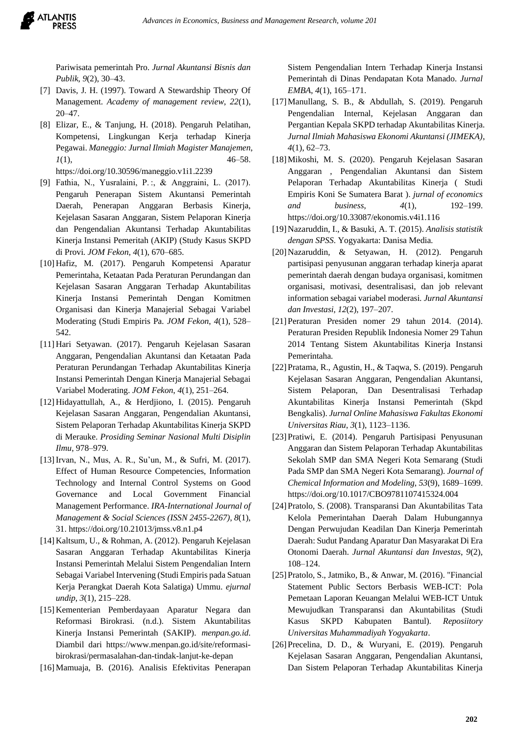Pariwisata pemerintah Pro. *Jurnal Akuntansi Bisnis dan Publik*, *9*(2), 30–43.

[7] Davis, J. H. (1997). Toward A Stewardship Theory Of Management. *Academy of management review*, *22*(1), 20–47.

[8] Elizar, E., & Tanjung, H. (2018). Pengaruh Pelatihan, Kompetensi, Lingkungan Kerja terhadap Kinerja Pegawai. *Maneggio: Jurnal Ilmiah Magister Manajemen*, *1*(1), 46–58. https://doi.org/10.30596/maneggio.v1i1.2239

[9] Fathia, N., Yusralaini, P. :, & Anggraini, L. (2017). Pengaruh Penerapan Sistem Akuntansi Pemerintah Daerah, Penerapan Anggaran Berbasis Kinerja, Kejelasan Sasaran Anggaran, Sistem Pelaporan Kinerja dan Pengendalian Akuntansi Terhadap Akuntabilitas Kinerja Instansi Pemeritah (AKIP) (Study Kasus SKPD di Provi. *JOM Fekon*, *4*(1), 670–685.

[10] Hafiz, M. (2017). Pengaruh Kompetensi Aparatur Pemerintaha, Ketaatan Pada Peraturan Perundangan dan Kejelasan Sasaran Anggaran Terhadap Akuntabilitas Kinerja Instansi Pemerintah Dengan Komitmen Organisasi dan Kinerja Manajerial Sebagai Variabel Moderating (Studi Empiris Pa. *JOM Fekon*, *4*(1), 528–542.

[11] Hari Setyawan. (2017). Pengaruh Kejelasan Sasaran Anggaran, Pengendalian Akuntansi dan Ketaatan Pada Peraturan Perundangan Terhadap Akuntabilitas Kinerja Instansi Pemerintah Dengan Kinerja Manajerial Sebagai Variabel Moderating. *JOM Fekon*, *4*(1), 251–264.

[12] Hidayattullah, A., & Herdjiono, I. (2015). Pengaruh Kejelasan Sasaran Anggaran, Pengendalian Akuntansi, Sistem Pelaporan Terhadap Akuntabilitas Kinerja SKPD di Merauke. *Prosiding Seminar Nasional Multi Disiplin Ilmu*, 978–979.

[13] Irvan, N., Mus, A. R., Su'un, M., & Sufri, M. (2017). Effect of Human Resource Competencies, Information Technology and Internal Control Systems on Good Governance and Local Government Financial Management Performance. *IRA-International Journal of Management & Social Sciences (ISSN 2455-2267)*, *8*(1), 31. https://doi.org/10.21013/jmss.v8.n1.p4

[14] Kaltsum, U., & Rohman, A. (2012). Pengaruh Kejelasan Sasaran Anggaran Terhadap Akuntabilitas Kinerja Instansi Pemerintah Melalui Sistem Pengendalian Intern Sebagai Variabel Intervening (Studi Empiris pada Satuan Kerja Perangkat Daerah Kota Salatiga) Ummu. *ejurnal undip*, *3*(1), 215–228.

[15] Kementerian Pemberdayaan Aparatur Negara dan Reformasi Birokrasi. (n.d.). Sistem Akuntabilitas Kinerja Instansi Pemerintah (SAKIP). *menpan.go.id*. Diambil dari https://www.menpan.go.id/site/reformasi-birokrasi/permasalahan-dan-tindak-lanjut-ke-depan

[16] Mamuaja, B. (2016). Analisis Efektivitas Penerapan Sistem Pengendalian Intern Terhadap Kinerja Instansi Pemerintah di Dinas Pendapatan Kota Manado. *Jurnal EMBA*, *4*(1), 165–171.

[17] Manullang, S. B., & Abdullah, S. (2019). Pengaruh Pengendalian Internal, Kejelasan Anggaran dan Pergantian Kepala SKPD terhadap Akuntabilitas Kinerja. *Jurnal Ilmiah Mahasiswa Ekonomi Akuntansi (JIMEKA)*, *4*(1), 62–73.

[18] Mikoshi, M. S. (2020). Pengaruh Kejelasan Sasaran Anggaran , Pengendalian Akuntansi dan Sistem Pelaporan Terhadap Akuntabilitas Kinerja ( Studi Empiris Koni Se Sumatera Barat ). *jurnal of economics and business*, *4*(1), 192–199. https://doi.org/10.33087/ekonomis.v4i1.116

[19] Nazaruddin, I., & Basuki, A. T. (2015). *Analisis statistik dengan SPSS*. Yogyakarta: Danisa Media.

[20] Nazaruddin, & Setyawan, H. (2012). Pengaruh partisipasi penyusunan anggaran terhadap kinerja aparat pemerintah daerah dengan budaya organisasi, komitmen organisasi, motivasi, desentralisasi, dan job relevant information sebagai variabel moderasi. *Jurnal Akuntansi dan Investasi*, *12*(2), 197–207.

[21] Peraturan Presiden nomer 29 tahun 2014. (2014). Peraturan Presiden Republik Indonesia Nomer 29 Tahun 2014 Tentang Sistem Akuntabilitas Kinerja Instansi Pemerintaha.

[22] Pratama, R., Agustin, H., & Taqwa, S. (2019). Pengaruh Kejelasan Sasaran Anggaran, Pengendalian Akuntansi, Sistem Pelaporan, Dan Desentralisasi Terhadap Akuntabilitas Kinerja Instansi Pemerintah (Skpd Bengkalis). *Jurnal Online Mahasiswa Fakultas Ekonomi Universitas Riau*, *3*(1), 1123–1136.

[23] Pratiwi, E. (2014). Pengaruh Partisipasi Penyusunan Anggaran dan Sistem Pelaporan Terhadap Akuntabilitas Sekolah SMP dan SMA Negeri Kota Semarang (Studi Pada SMP dan SMA Negeri Kota Semarang). *Journal of Chemical Information and Modeling*, *53*(9), 1689–1699. https://doi.org/10.1017/CBO9781107415324.004

[24] Pratolo, S. (2008). Transparansi Dan Akuntabilitas Tata Kelola Pemerintahan Daerah Dalam Hubungannya Dengan Perwujudan Keadilan Dan Kinerja Pemerintah Daerah: Sudut Pandang Aparatur Dan Masyarakat Di Era Otonomi Daerah. *Jurnal Akuntansi dan Investas*, *9*(2), 108–124.

[25] Pratolo, S., Jatmiko, B., & Anwar, M. (2016). "Financial Statement Public Sectors Berbasis WEB-ICT: Pola Pemetaan Laporan Keuangan Melalui WEB-ICT Untuk Mewujudkan Transparansi dan Akuntabilitas (Studi Kasus SKPD Kabupaten Bantul). *Reposiitory Universitas Muhammadiyah Yogyakarta*.

[26] Precelina, D. D., & Wuryani, E. (2019). Pengaruh Kejelasan Sasaran Anggaran, Pengendalian Akuntansi, Dan Sistem Pelaporan Terhadap Akuntabilitas Kinerja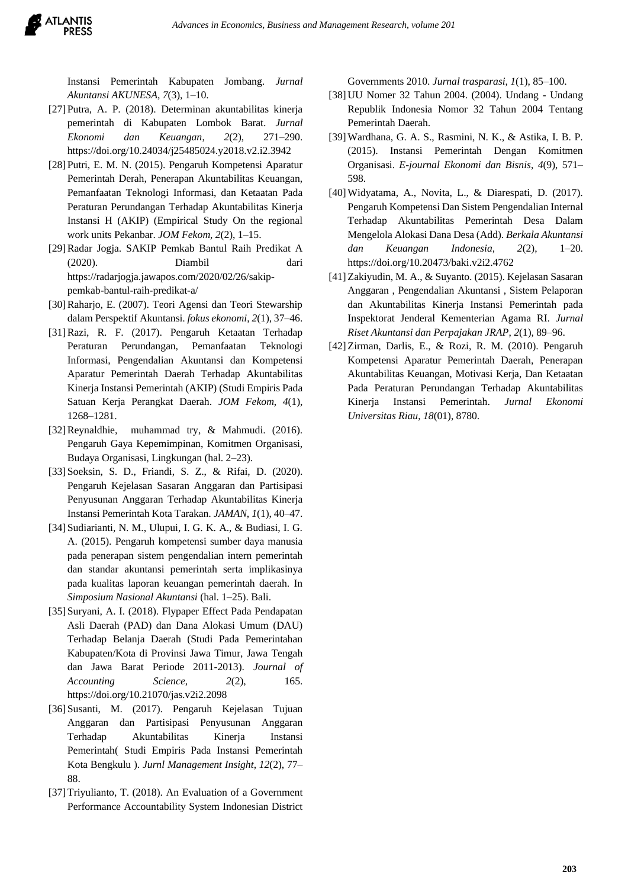Instansi Pemerintah Kabupaten Jombang. *Jurnal Akuntansi AKUNESA*, *7*(3), 1–10.

[27] Putra, A. P. (2018). Determinan akuntabilitas kinerja pemerintah di Kabupaten Lombok Barat. *Jurnal Ekonomi dan Keuangan*, *2*(2), 271–290. https://doi.org/10.24034/j25485024.y2018.v2.i2.3942

[28] Putri, E. M. N. (2015). Pengaruh Kompetensi Aparatur Pemerintah Derah, Penerapan Akuntabilitas Keuangan, Pemanfaatan Teknologi Informasi, dan Ketaatan Pada Peraturan Perundangan Terhadap Akuntabilitas Kinerja Instansi H (AKIP) (Empirical Study On the regional work units Pekanbar. *JOM Fekom*, *2*(2), 1–15.

[29] Radar Jogja. SAKIP Pemkab Bantul Raih Predikat A (2020). Diambil dari https://radarjogja.jawapos.com/2020/02/26/sakip-pemkab-bantul-raih-predikat-a/

[30] Raharjo, E. (2007). Teori Agensi dan Teori Stewarship dalam Perspektif Akuntansi. *fokus ekonomi*, *2*(1), 37–46.

[31] Razi, R. F. (2017). Pengaruh Ketaatan Terhadap Peraturan Perundangan, Pemanfaatan Teknologi Informasi, Pengendalian Akuntansi dan Kompetensi Aparatur Pemerintah Daerah Terhadap Akuntabilitas Kinerja Instansi Pemerintah (AKIP) (Studi Empiris Pada Satuan Kerja Perangkat Daerah. *JOM Fekom*, *4*(1), 1268–1281.

[32] Reynaldhie, muhammad try, & Mahmudi. (2016). Pengaruh Gaya Kepemimpinan, Komitmen Organisasi, Budaya Organisasi, Lingkungan (hal. 2–23).

[33] Soeksin, S. D., Friandi, S. Z., & Rifai, D. (2020). Pengaruh Kejelasan Sasaran Anggaran dan Partisipasi Penyusunan Anggaran Terhadap Akuntabilitas Kinerja Instansi Pemerintah Kota Tarakan. *JAMAN*, *1*(1), 40–47.

[34] Sudiarianti, N. M., Ulupui, I. G. K. A., & Budiasi, I. G. A. (2015). Pengaruh kompetensi sumber daya manusia pada penerapan sistem pengendalian intern pemerintah dan standar akuntansi pemerintah serta implikasinya pada kualitas laporan keuangan pemerintah daerah. In *Simposium Nasional Akuntansi* (hal. 1–25). Bali.

[35] Suryani, A. I. (2018). Flypaper Effect Pada Pendapatan Asli Daerah (PAD) dan Dana Alokasi Umum (DAU) Terhadap Belanja Daerah (Studi Pada Pemerintahan Kabupaten/Kota di Provinsi Jawa Timur, Jawa Tengah dan Jawa Barat Periode 2011-2013). *Journal of Accounting Science*, *2*(2), 165. https://doi.org/10.21070/jas.v2i2.2098

[36] Susanti, M. (2017). Pengaruh Kejelasan Tujuan Anggaran dan Partisipasi Penyusunan Anggaran Terhadap Akuntabilitas Kinerja Instansi Pemerintah( Studi Empiris Pada Instansi Pemerintah Kota Bengkulu ). *Jurnl Management Insight*, *12*(2), 77–88.

[37] Triyulianto, T. (2018). An Evaluation of a Government Performance Accountability System Indonesian District Governments 2010. *Jurnal trasparasi*, *1*(1), 85–100.

[38] UU Nomer 32 Tahun 2004. (2004). Undang - Undang Republik Indonesia Nomor 32 Tahun 2004 Tentang Pemerintah Daerah.

[39] Wardhana, G. A. S., Rasmini, N. K., & Astika, I. B. P. (2015). Instansi Pemerintah Dengan Komitmen Organisasi. *E-journal Ekonomi dan Bisnis*, *4*(9), 571–598.

[40] Widyatama, A., Novita, L., & Diarespati, D. (2017). Pengaruh Kompetensi Dan Sistem Pengendalian Internal Terhadap Akuntabilitas Pemerintah Desa Dalam Mengelola Alokasi Dana Desa (Add). *Berkala Akuntansi dan Keuangan Indonesia*, *2*(2), 1–20. https://doi.org/10.20473/baki.v2i2.4762

[41] Zakiyudin, M. A., & Suyanto. (2015). Kejelasan Sasaran Anggaran , Pengendalian Akuntansi , Sistem Pelaporan dan Akuntabilitas Kinerja Instansi Pemerintah pada Inspektorat Jenderal Kementerian Agama RI. *Jurnal Riset Akuntansi dan Perpajakan JRAP*, *2*(1), 89–96.

[42] Zirman, Darlis, E., & Rozi, R. M. (2010). Pengaruh Kompetensi Aparatur Pemerintah Daerah, Penerapan Akuntabilitas Keuangan, Motivasi Kerja, Dan Ketaatan Pada Peraturan Perundangan Terhadap Akuntabilitas Kinerja Instansi Pemerintah. *Jurnal Ekonomi Universitas Riau*, *18*(01), 8780.